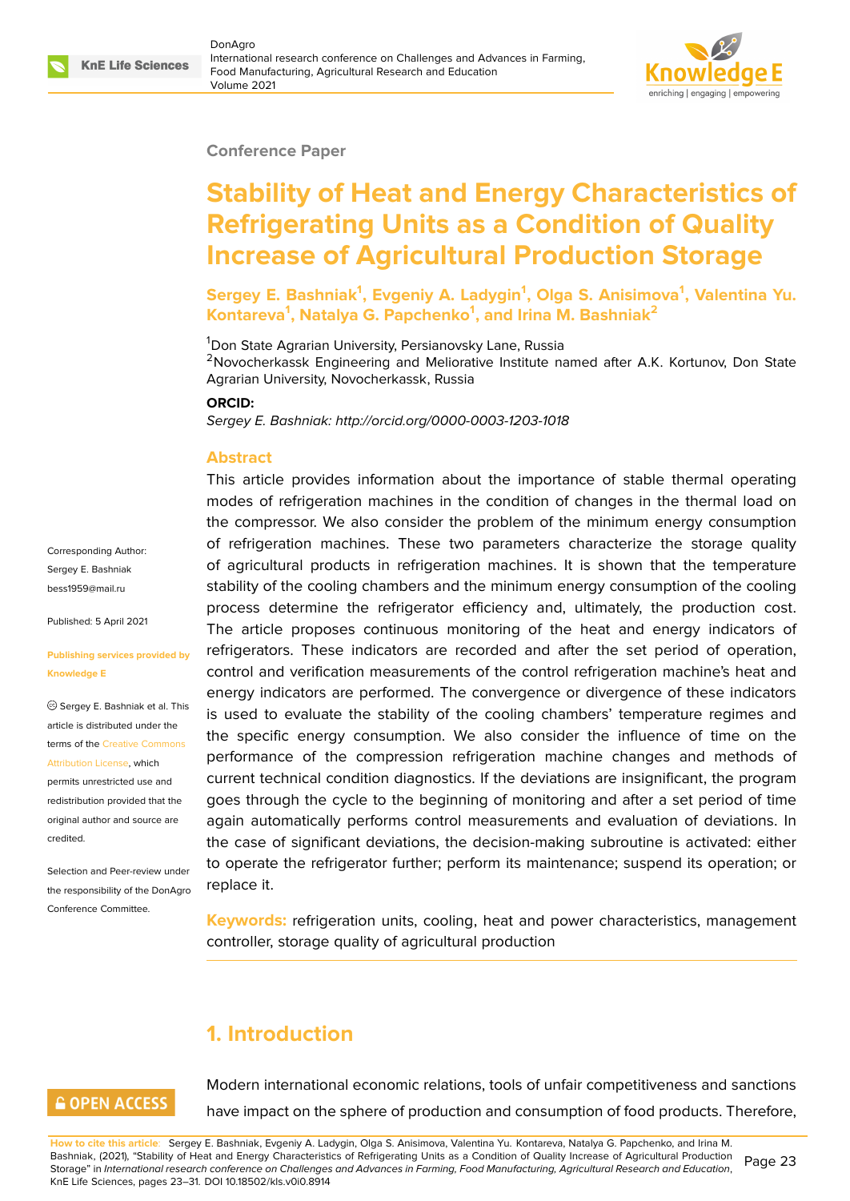Conference Paper

# Stability of Heat and Energy Characteristics of Refrigerating Units as a Condition of Quality Increase of Agricultural Production Storage

**Sergey E. Bashniak[1], Evgeniy A. Ladygin[1], Olga S. Anisimova[1], Valentina Yu. Kontareva[1], Natalya G. Papchenko[1], and Irina M. Bashniak[2]**

[1]Don State Agrarian University, Persianovsky Lane, Russia
[2]Novocherkassk Engineering and Meliorative Institute named after A.K. Kortunov, Don State Agrarian University, Novocherkassk, Russia

**ORCID:**
*Sergey E. Bashniak: http://orcid.org/0000-0003-1203-1018*

Corresponding Author:
Sergey E. Bashniak
bess1959@mail.ru

Published: 5 April 2021

**Publishing services provided by Knowledge E**

© Sergey E. Bashniak et al. This article is distributed under the terms of the Creative Commons Attribution License, which permits unrestricted use and redistribution provided that the original author and source are credited.

Selection and Peer-review under the responsibility of the DonAgro Conference Committee.

## Abstract

This article provides information about the importance of stable thermal operating modes of refrigeration machines in the condition of changes in the thermal load on the compressor. We also consider the problem of the minimum energy consumption of refrigeration machines. These two parameters characterize the storage quality of agricultural products in refrigeration machines. It is shown that the temperature stability of the cooling chambers and the minimum energy consumption of the cooling process determine the refrigerator efficiency and, ultimately, the production cost. The article proposes continuous monitoring of the heat and energy indicators of refrigerators. These indicators are recorded and after the set period of operation, control and verification measurements of the control refrigeration machine's heat and energy indicators are performed. The convergence or divergence of these indicators is used to evaluate the stability of the cooling chambers' temperature regimes and the specific energy consumption. We also consider the influence of time on the performance of the compression refrigeration machine changes and methods of current technical condition diagnostics. If the deviations are insignificant, the program goes through the cycle to the beginning of monitoring and after a set period of time again automatically performs control measurements and evaluation of deviations. In the case of significant deviations, the decision-making subroutine is activated: either to operate the refrigerator further; perform its maintenance; suspend its operation; or replace it.

**Keywords:** refrigeration units, cooling, heat and power characteristics, management controller, storage quality of agricultural production

## 1. Introduction

Modern international economic relations, tools of unfair competitiveness and sanctions have impact on the sphere of production and consumption of food products. Therefore,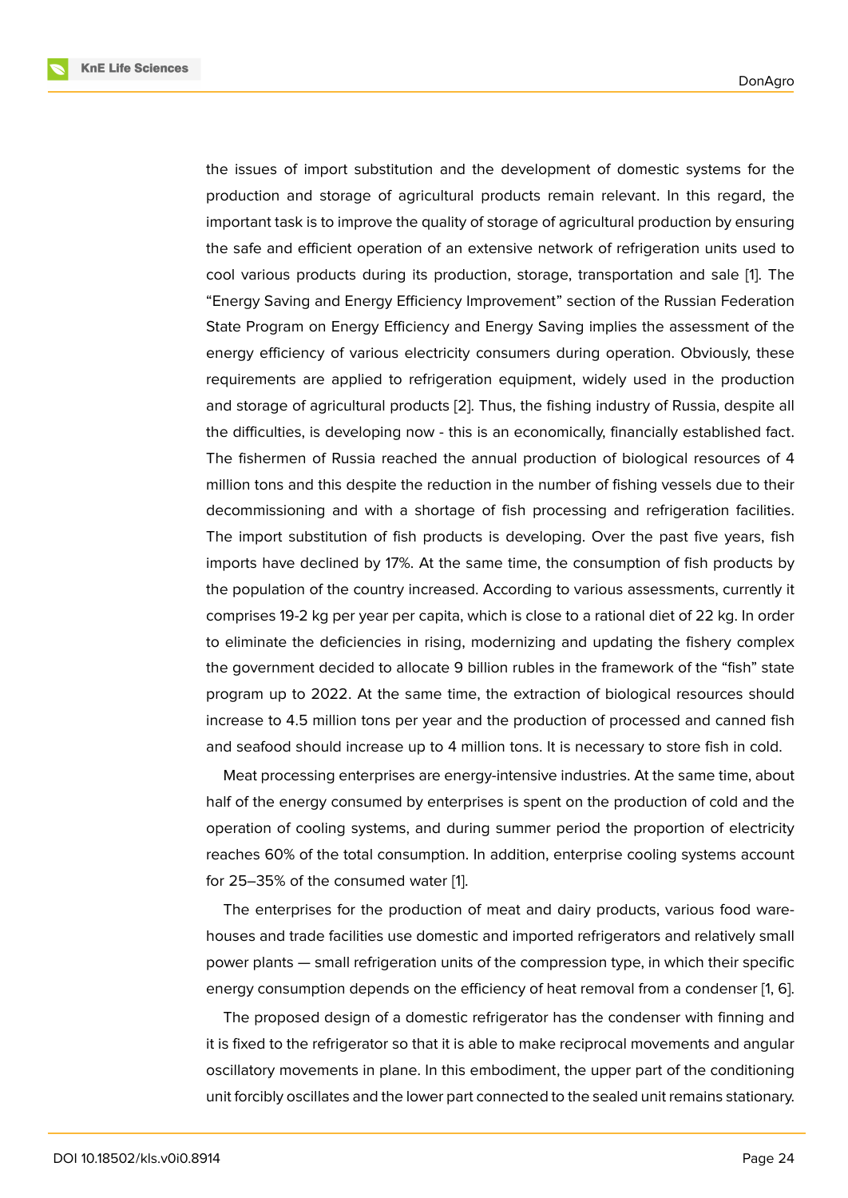the issues of import substitution and the development of domestic systems for the production and storage of agricultural products remain relevant. In this regard, the important task is to improve the quality of storage of agricultural production by ensuring the safe and efficient operation of an extensive network of refrigeration units used to cool various products during its production, storage, transportation and sale [1]. The "Energy Saving and Energy Efficiency Improvement" section of the Russian Federation State Program on Energy Efficiency and Energy Saving implies the assessment of the energy efficiency of various electricity consumers during operation. Obviously, these requirements are applied to refrigeration equipment, widely used in the production and storage of agricultural products [2]. Thus, the fishing industry of Russia, despite all the difficulties, is developing now - this is an economically, financially established fact. The fishermen of Russia reached the annual production of biological resources of 4 million tons and this despite the reduction in the number of fishing vessels due to their decommissioning and with a shortage of fish processing and refrigeration facilities. The import substitution of fish products is developing. Over the past five years, fish imports have declined by 17%. At the same time, the consumption of fish products by the population of the country increased. According to various assessments, currently it comprises 19-2 kg per year per capita, which is close to a rational diet of 22 kg. In order to eliminate the deficiencies in rising, modernizing and updating the fishery complex the government decided to allocate 9 billion rubles in the framework of the "fish" state program up to 2022. At the same time, the extraction of biological resources should increase to 4.5 million tons per year and the production of processed and canned fish and seafood should increase up to 4 million tons. It is necessary to store fish in cold.

Meat processing enterprises are energy-intensive industries. At the same time, about half of the energy consumed by enterprises is spent on the production of cold and the operation of cooling systems, and during summer period the proportion of electricity reaches 60% of the total consumption. In addition, enterprise cooling systems account for 25–35% of the consumed water [1].

The enterprises for the production of meat and dairy products, various food warehouses and trade facilities use domestic and imported refrigerators and relatively small power plants — small refrigeration units of the compression type, in which their specific energy consumption depends on the efficiency of heat removal from a condenser [1, 6].

The proposed design of a domestic refrigerator has the condenser with finning and it is fixed to the refrigerator so that it is able to make reciprocal movements and angular oscillatory movements in plane. In this embodiment, the upper part of the conditioning unit forcibly oscillates and the lower part connected to the sealed unit remains stationary.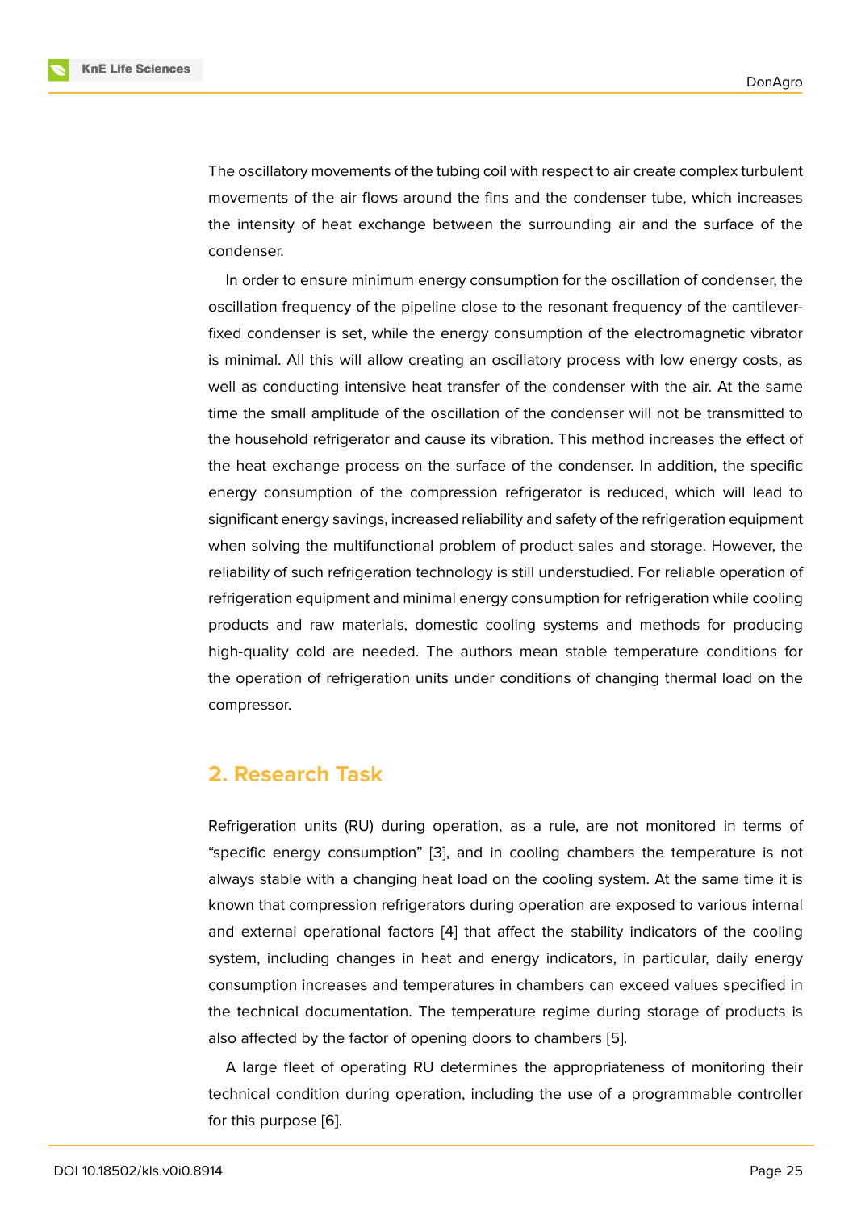The oscillatory movements of the tubing coil with respect to air create complex turbulent movements of the air flows around the fins and the condenser tube, which increases the intensity of heat exchange between the surrounding air and the surface of the condenser.

In order to ensure minimum energy consumption for the oscillation of condenser, the oscillation frequency of the pipeline close to the resonant frequency of the cantilever-fixed condenser is set, while the energy consumption of the electromagnetic vibrator is minimal. All this will allow creating an oscillatory process with low energy costs, as well as conducting intensive heat transfer of the condenser with the air. At the same time the small amplitude of the oscillation of the condenser will not be transmitted to the household refrigerator and cause its vibration. This method increases the effect of the heat exchange process on the surface of the condenser. In addition, the specific energy consumption of the compression refrigerator is reduced, which will lead to significant energy savings, increased reliability and safety of the refrigeration equipment when solving the multifunctional problem of product sales and storage. However, the reliability of such refrigeration technology is still understudied. For reliable operation of refrigeration equipment and minimal energy consumption for refrigeration while cooling products and raw materials, domestic cooling systems and methods for producing high-quality cold are needed. The authors mean stable temperature conditions for the operation of refrigeration units under conditions of changing thermal load on the compressor.

## 2. Research Task

Refrigeration units (RU) during operation, as a rule, are not monitored in terms of "specific energy consumption" [3], and in cooling chambers the temperature is not always stable with a changing heat load on the cooling system. At the same time it is known that compression refrigerators during operation are exposed to various internal and external operational factors [4] that affect the stability indicators of the cooling system, including changes in heat and energy indicators, in particular, daily energy consumption increases and temperatures in chambers can exceed values specified in the technical documentation. The temperature regime during storage of products is also affected by the factor of opening doors to chambers [5].

A large fleet of operating RU determines the appropriateness of monitoring their technical condition during operation, including the use of a programmable controller for this purpose [6].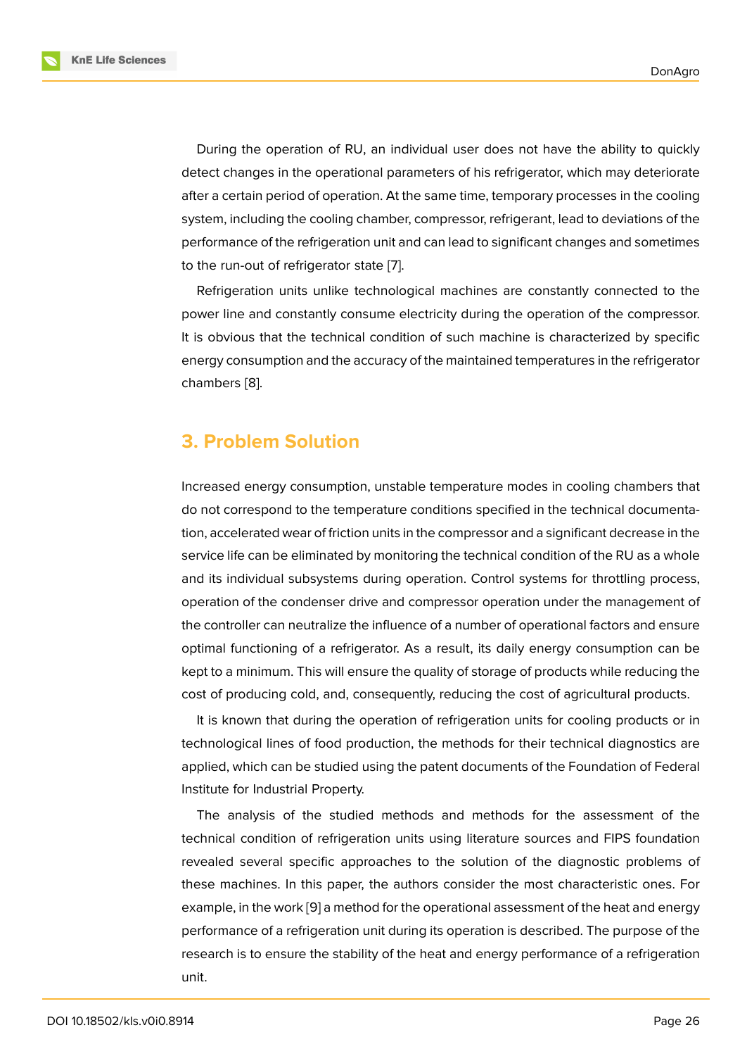During the operation of RU, an individual user does not have the ability to quickly detect changes in the operational parameters of his refrigerator, which may deteriorate after a certain period of operation. At the same time, temporary processes in the cooling system, including the cooling chamber, compressor, refrigerant, lead to deviations of the performance of the refrigeration unit and can lead to significant changes and sometimes to the run-out of refrigerator state [7].

Refrigeration units unlike technological machines are constantly connected to the power line and constantly consume electricity during the operation of the compressor. It is obvious that the technical condition of such machine is characterized by specific energy consumption and the accuracy of the maintained temperatures in the refrigerator chambers [8].

## 3. Problem Solution

Increased energy consumption, unstable temperature modes in cooling chambers that do not correspond to the temperature conditions specified in the technical documentation, accelerated wear of friction units in the compressor and a significant decrease in the service life can be eliminated by monitoring the technical condition of the RU as a whole and its individual subsystems during operation. Control systems for throttling process, operation of the condenser drive and compressor operation under the management of the controller can neutralize the influence of a number of operational factors and ensure optimal functioning of a refrigerator. As a result, its daily energy consumption can be kept to a minimum. This will ensure the quality of storage of products while reducing the cost of producing cold, and, consequently, reducing the cost of agricultural products.

It is known that during the operation of refrigeration units for cooling products or in technological lines of food production, the methods for their technical diagnostics are applied, which can be studied using the patent documents of the Foundation of Federal Institute for Industrial Property.

The analysis of the studied methods and methods for the assessment of the technical condition of refrigeration units using literature sources and FIPS foundation revealed several specific approaches to the solution of the diagnostic problems of these machines. In this paper, the authors consider the most characteristic ones. For example, in the work [9] a method for the operational assessment of the heat and energy performance of a refrigeration unit during its operation is described. The purpose of the research is to ensure the stability of the heat and energy performance of a refrigeration unit.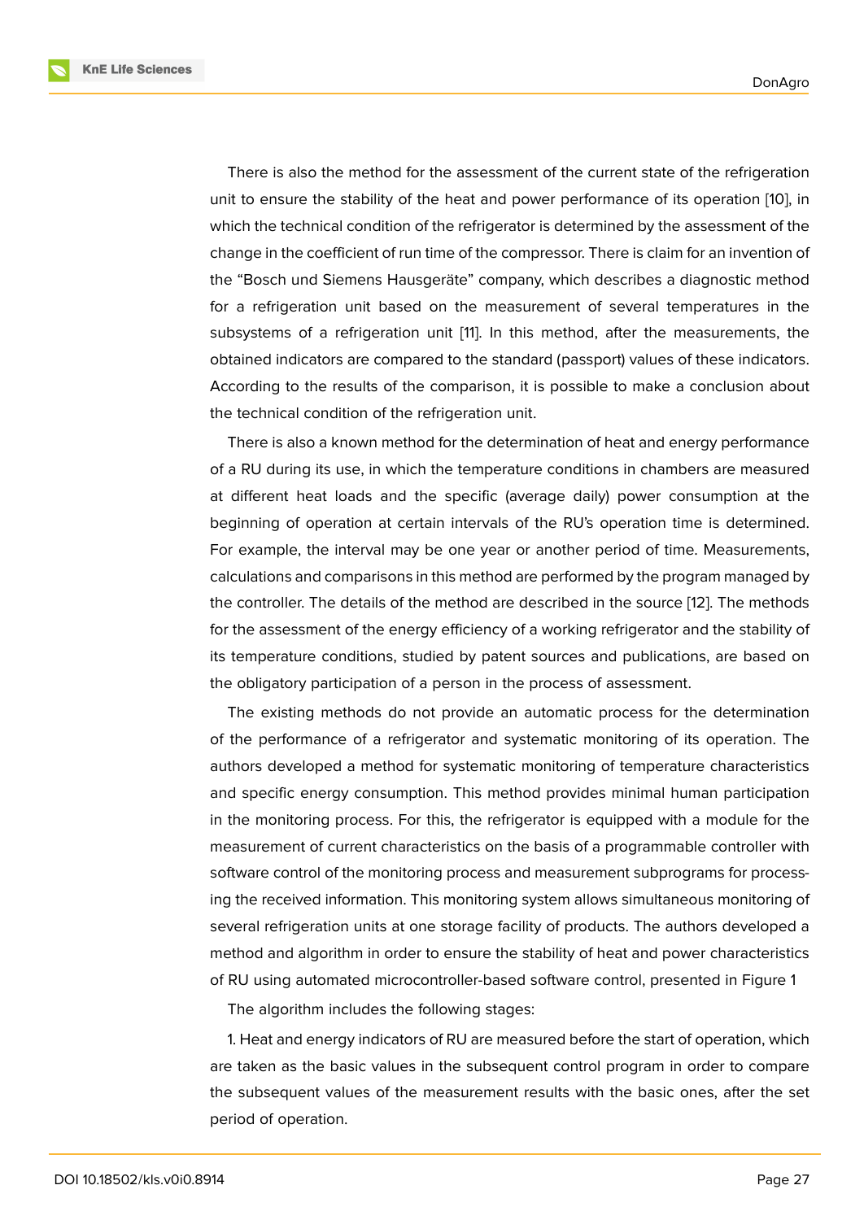There is also the method for the assessment of the current state of the refrigeration unit to ensure the stability of the heat and power performance of its operation [10], in which the technical condition of the refrigerator is determined by the assessment of the change in the coefficient of run time of the compressor. There is claim for an invention of the "Bosch und Siemens Hausgeräte" company, which describes a diagnostic method for a refrigeration unit based on the measurement of several temperatures in the subsystems of a refrigeration unit [11]. In this method, after the measurements, the obtained indicators are compared to the standard (passport) values of these indicators. According to the results of the comparison, it is possible to make a conclusion about the technical condition of the refrigeration unit.

There is also a known method for the determination of heat and energy performance of a RU during its use, in which the temperature conditions in chambers are measured at different heat loads and the specific (average daily) power consumption at the beginning of operation at certain intervals of the RU's operation time is determined. For example, the interval may be one year or another period of time. Measurements, calculations and comparisons in this method are performed by the program managed by the controller. The details of the method are described in the source [12]. The methods for the assessment of the energy efficiency of a working refrigerator and the stability of its temperature conditions, studied by patent sources and publications, are based on the obligatory participation of a person in the process of assessment.

The existing methods do not provide an automatic process for the determination of the performance of a refrigerator and systematic monitoring of its operation. The authors developed a method for systematic monitoring of temperature characteristics and specific energy consumption. This method provides minimal human participation in the monitoring process. For this, the refrigerator is equipped with a module for the measurement of current characteristics on the basis of a programmable controller with software control of the monitoring process and measurement subprograms for processing the received information. This monitoring system allows simultaneous monitoring of several refrigeration units at one storage facility of products. The authors developed a method and algorithm in order to ensure the stability of heat and power characteristics of RU using automated microcontroller-based software control, presented in Figure 1

The algorithm includes the following stages:

1. Heat and energy indicators of RU are measured before the start of operation, which are taken as the basic values in the subsequent control program in order to compare the subsequent values of the measurement results with the basic ones, after the set period of operation.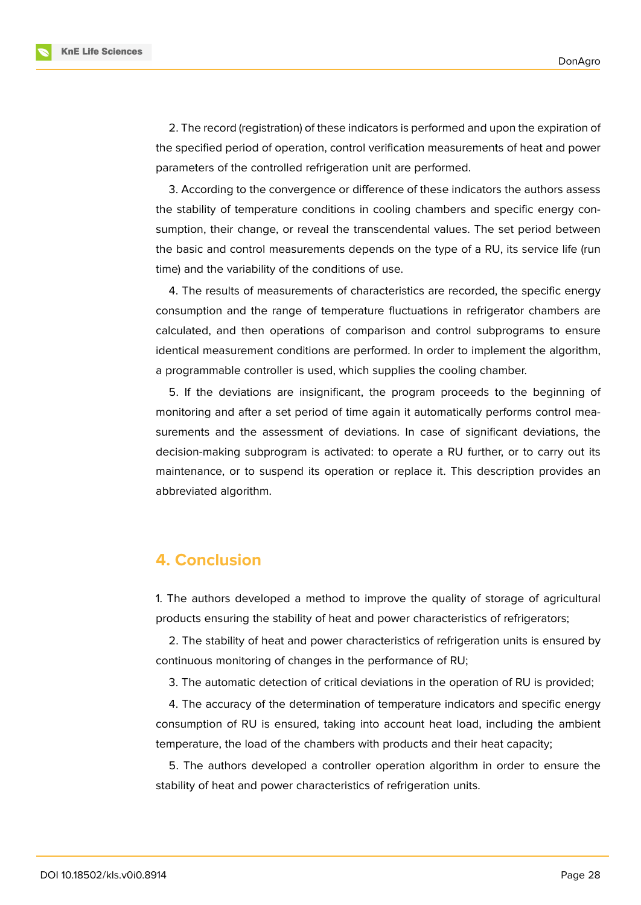2. The record (registration) of these indicators is performed and upon the expiration of the specified period of operation, control verification measurements of heat and power parameters of the controlled refrigeration unit are performed.

3. According to the convergence or difference of these indicators the authors assess the stability of temperature conditions in cooling chambers and specific energy consumption, their change, or reveal the transcendental values. The set period between the basic and control measurements depends on the type of a RU, its service life (run time) and the variability of the conditions of use.

4. The results of measurements of characteristics are recorded, the specific energy consumption and the range of temperature fluctuations in refrigerator chambers are calculated, and then operations of comparison and control subprograms to ensure identical measurement conditions are performed. In order to implement the algorithm, a programmable controller is used, which supplies the cooling chamber.

5. If the deviations are insignificant, the program proceeds to the beginning of monitoring and after a set period of time again it automatically performs control measurements and the assessment of deviations. In case of significant deviations, the decision-making subprogram is activated: to operate a RU further, or to carry out its maintenance, or to suspend its operation or replace it. This description provides an abbreviated algorithm.

## 4. Conclusion

1. The authors developed a method to improve the quality of storage of agricultural products ensuring the stability of heat and power characteristics of refrigerators;

2. The stability of heat and power characteristics of refrigeration units is ensured by continuous monitoring of changes in the performance of RU;

3. The automatic detection of critical deviations in the operation of RU is provided;

4. The accuracy of the determination of temperature indicators and specific energy consumption of RU is ensured, taking into account heat load, including the ambient temperature, the load of the chambers with products and their heat capacity;

5. The authors developed a controller operation algorithm in order to ensure the stability of heat and power characteristics of refrigeration units.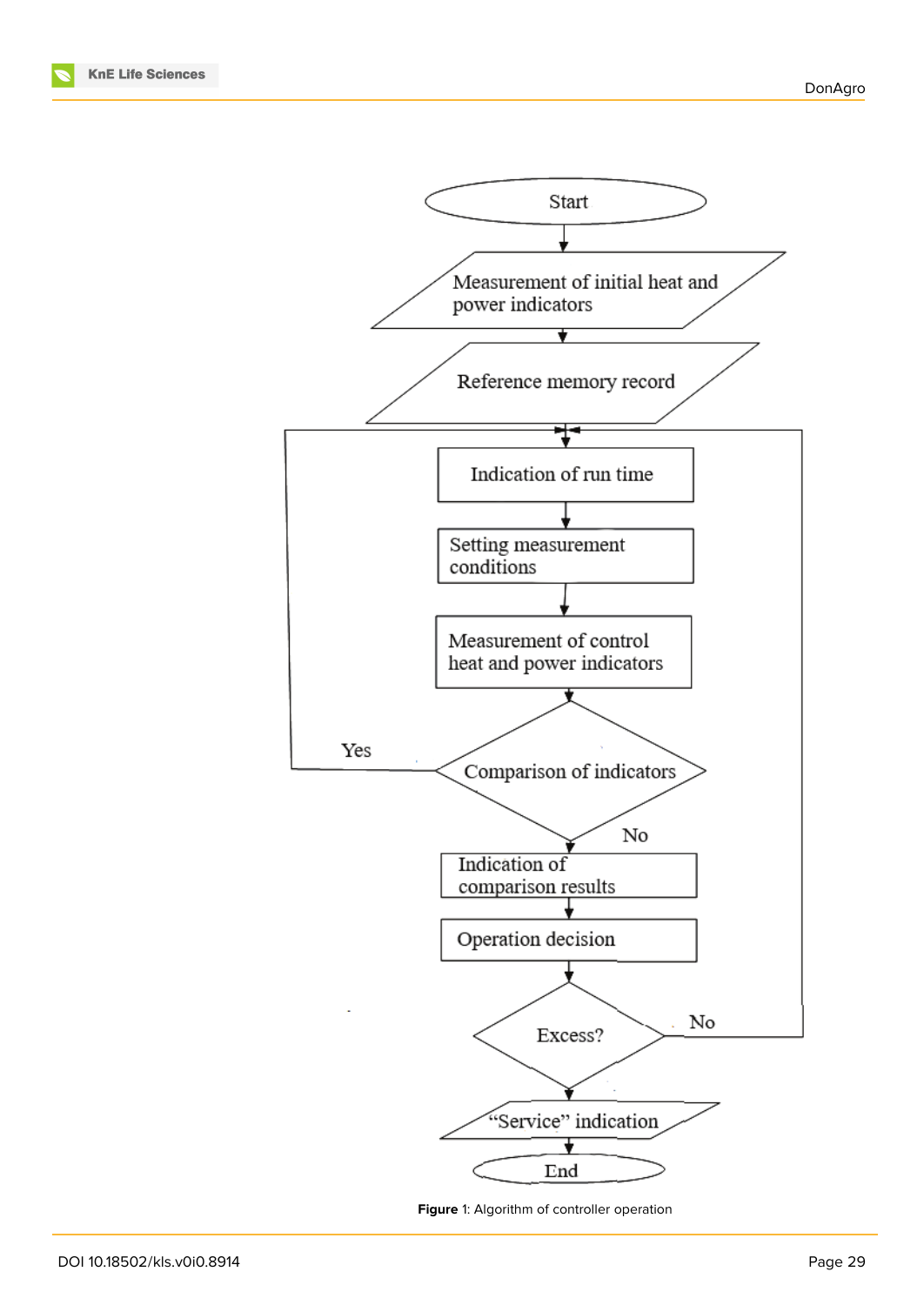Start

Measurement of initial heat and power indicators

Reference memory record

Indication of run time

Setting measurement conditions

Measurement of control heat and power indicators

Comparison of indicators

Yes

No

Indication of comparison results

Operation decision

Excess?

No

“Service” indication

End

**Figure** 1: Algorithm of controller operation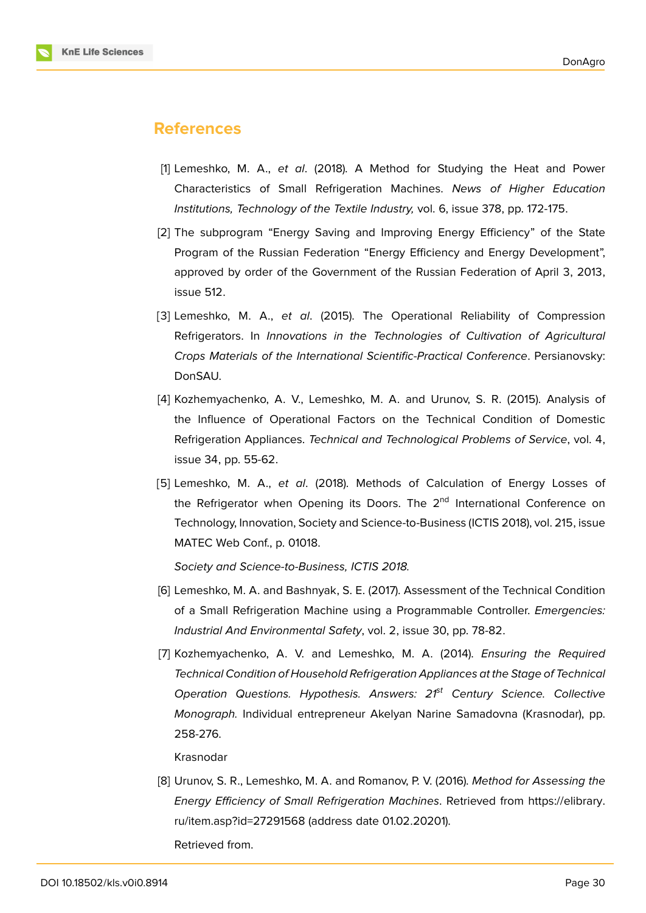## References

[1] Lemeshko, M. A., *et al*. (2018). A Method for Studying the Heat and Power Characteristics of Small Refrigeration Machines. *News of Higher Education Institutions, Technology of the Textile Industry,* vol. 6, issue 378, pp. 172-175.

[2] The subprogram "Energy Saving and Improving Energy Efficiency" of the State Program of the Russian Federation "Energy Efficiency and Energy Development", approved by order of the Government of the Russian Federation of April 3, 2013, issue 512.

[3] Lemeshko, M. A., *et al*. (2015). The Operational Reliability of Compression Refrigerators. In *Innovations in the Technologies of Cultivation of Agricultural Crops Materials of the International Scientific-Practical Conference*. Persianovsky: DonSAU.

[4] Kozhemyachenko, A. V., Lemeshko, M. A. and Urunov, S. R. (2015). Analysis of the Influence of Operational Factors on the Technical Condition of Domestic Refrigeration Appliances. *Technical and Technological Problems of Service*, vol. 4, issue 34, pp. 55-62.

[5] Lemeshko, M. A., *et al*. (2018). Methods of Calculation of Energy Losses of the Refrigerator when Opening its Doors. The 2nd International Conference on Technology, Innovation, Society and Science-to-Business (ICTIS 2018), vol. 215, issue MATEC Web Conf., p. 01018.

*Society and Science-to-Business, ICTIS 2018.*

[6] Lemeshko, M. A. and Bashnyak, S. E. (2017). Assessment of the Technical Condition of a Small Refrigeration Machine using a Programmable Controller. *Emergencies: Industrial And Environmental Safety*, vol. 2, issue 30, pp. 78-82.

[7] Kozhemyachenko, A. V. and Lemeshko, M. A. (2014). *Ensuring the Required Technical Condition of Household Refrigeration Appliances at the Stage of Technical Operation Questions. Hypothesis. Answers: 21st Century Science. Collective Monograph.* Individual entrepreneur Akelyan Narine Samadovna (Krasnodar), pp. 258-276.

Krasnodar

[8] Urunov, S. R., Lemeshko, M. A. and Romanov, P. V. (2016). *Method for Assessing the Energy Efficiency of Small Refrigeration Machines*. Retrieved from https://elibrary.ru/item.asp?id=27291568 (address date 01.02.20201).

Retrieved from.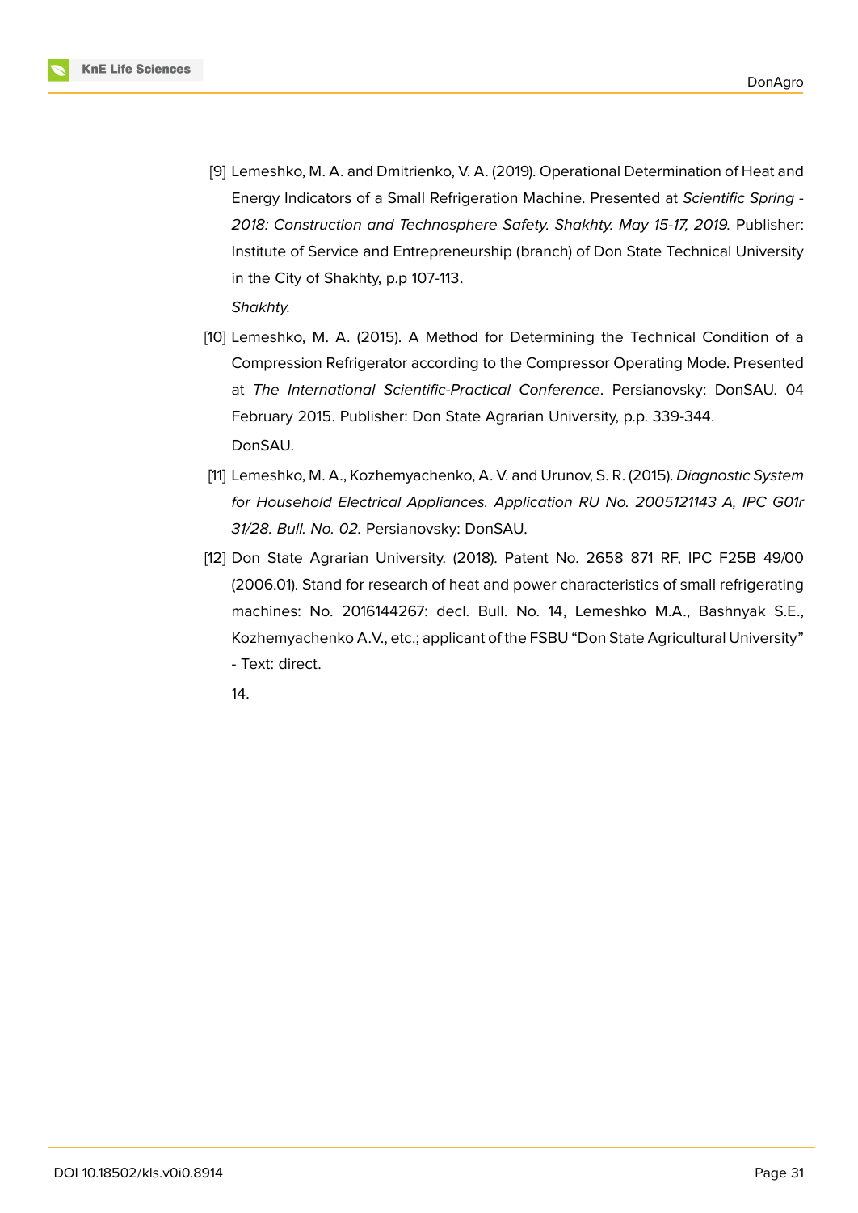[9] Lemeshko, M. A. and Dmitrienko, V. A. (2019). Operational Determination of Heat and Energy Indicators of a Small Refrigeration Machine. Presented at *Scientific Spring - 2018: Construction and Technosphere Safety. Shakhty. May 15-17, 2019.* Publisher: Institute of Service and Entrepreneurship (branch) of Don State Technical University in the City of Shakhty, p.p 107-113.
*Shakhty.*

[10] Lemeshko, M. A. (2015). A Method for Determining the Technical Condition of a Compression Refrigerator according to the Compressor Operating Mode. Presented at *The International Scientific-Practical Conference*. Persianovsky: DonSAU. 04 February 2015. Publisher: Don State Agrarian University, p.p. 339-344.
DonSAU.

[11] Lemeshko, M. A., Kozhemyachenko, A. V. and Urunov, S. R. (2015). *Diagnostic System for Household Electrical Appliances. Application RU No. 2005121143 A, IPC G01r 31/28. Bull. No. 02.* Persianovsky: DonSAU.

[12] Don State Agrarian University. (2018). Patent No. 2658 871 RF, IPC F25B 49/00 (2006.01). Stand for research of heat and power characteristics of small refrigerating machines: No. 2016144267: decl. Bull. No. 14, Lemeshko M.A., Bashnyak S.E., Kozhemyachenko A.V., etc.; applicant of the FSBU “Don State Agricultural University” - Text: direct.
14.